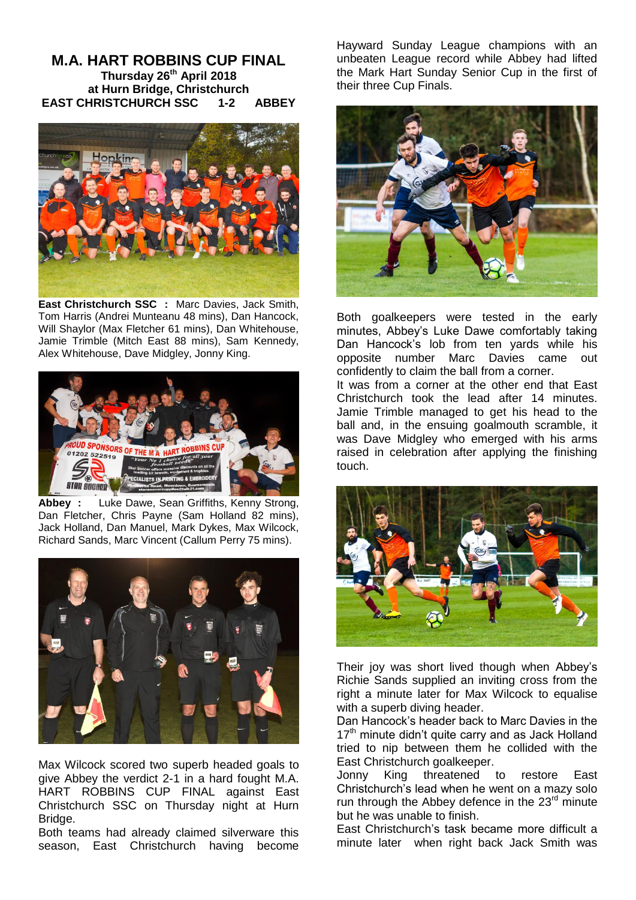# M.A. HART ROBBINS CUP FINAL

**Thursday 26th April 2018**
**at Hurn Bridge, Christchurch**
**EAST CHRISTCHURCH SSC 1-2 ABBEY**

**East Christchurch SSC :** Marc Davies, Jack Smith, Tom Harris (Andrei Munteanu 48 mins), Dan Hancock, Will Shaylor (Max Fletcher 61 mins), Dan Whitehouse, Jamie Trimble (Mitch East 88 mins), Sam Kennedy, Alex Whitehouse, Dave Midgley, Jonny King.

**Abbey :** Luke Dawe, Sean Griffiths, Kenny Strong, Dan Fletcher, Chris Payne (Sam Holland 82 mins), Jack Holland, Dan Manuel, Mark Dykes, Max Wilcock, Richard Sands, Marc Vincent (Callum Perry 75 mins).

Max Wilcock scored two superb headed goals to give Abbey the verdict 2-1 in a hard fought M.A. HART ROBBINS CUP FINAL against East Christchurch SSC on Thursday night at Hurn Bridge.

Both teams had already claimed silverware this season, East Christchurch having become Hayward Sunday League champions with an unbeaten League record while Abbey had lifted the Mark Hart Sunday Senior Cup in the first of their three Cup Finals.

Both goalkeepers were tested in the early minutes, Abbey's Luke Dawe comfortably taking Dan Hancock's lob from ten yards while his opposite number Marc Davies came out confidently to claim the ball from a corner.

It was from a corner at the other end that East Christchurch took the lead after 14 minutes. Jamie Trimble managed to get his head to the ball and, in the ensuing goalmouth scramble, it was Dave Midgley who emerged with his arms raised in celebration after applying the finishing touch.

Their joy was short lived though when Abbey's Richie Sands supplied an inviting cross from the right a minute later for Max Wilcock to equalise with a superb diving header.

Dan Hancock's header back to Marc Davies in the 17th minute didn't quite carry and as Jack Holland tried to nip between them he collided with the East Christchurch goalkeeper.

Jonny King threatened to restore East Christchurch's lead when he went on a mazy solo run through the Abbey defence in the 23rd minute but he was unable to finish.

East Christchurch's task became more difficult a minute later when right back Jack Smith was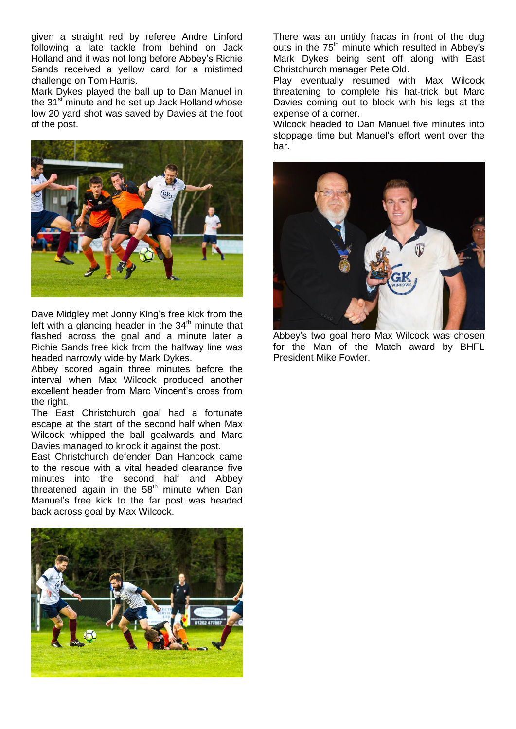given a straight red by referee Andre Linford following a late tackle from behind on Jack Holland and it was not long before Abbey's Richie Sands received a yellow card for a mistimed challenge on Tom Harris.

Mark Dykes played the ball up to Dan Manuel in the 31st minute and he set up Jack Holland whose low 20 yard shot was saved by Davies at the foot of the post.

Dave Midgley met Jonny King's free kick from the left with a glancing header in the 34th minute that flashed across the goal and a minute later a Richie Sands free kick from the halfway line was headed narrowly wide by Mark Dykes.

Abbey scored again three minutes before the interval when Max Wilcock produced another excellent header from Marc Vincent's cross from the right.

The East Christchurch goal had a fortunate escape at the start of the second half when Max Wilcock whipped the ball goalwards and Marc Davies managed to knock it against the post.

East Christchurch defender Dan Hancock came to the rescue with a vital headed clearance five minutes into the second half and Abbey threatened again in the 58th minute when Dan Manuel's free kick to the far post was headed back across goal by Max Wilcock.

There was an untidy fracas in front of the dug outs in the 75th minute which resulted in Abbey's Mark Dykes being sent off along with East Christchurch manager Pete Old.

Play eventually resumed with Max Wilcock threatening to complete his hat-trick but Marc Davies coming out to block with his legs at the expense of a corner.

Wilcock headed to Dan Manuel five minutes into stoppage time but Manuel's effort went over the bar.

Abbey's two goal hero Max Wilcock was chosen for the Man of the Match award by BHFL President Mike Fowler.